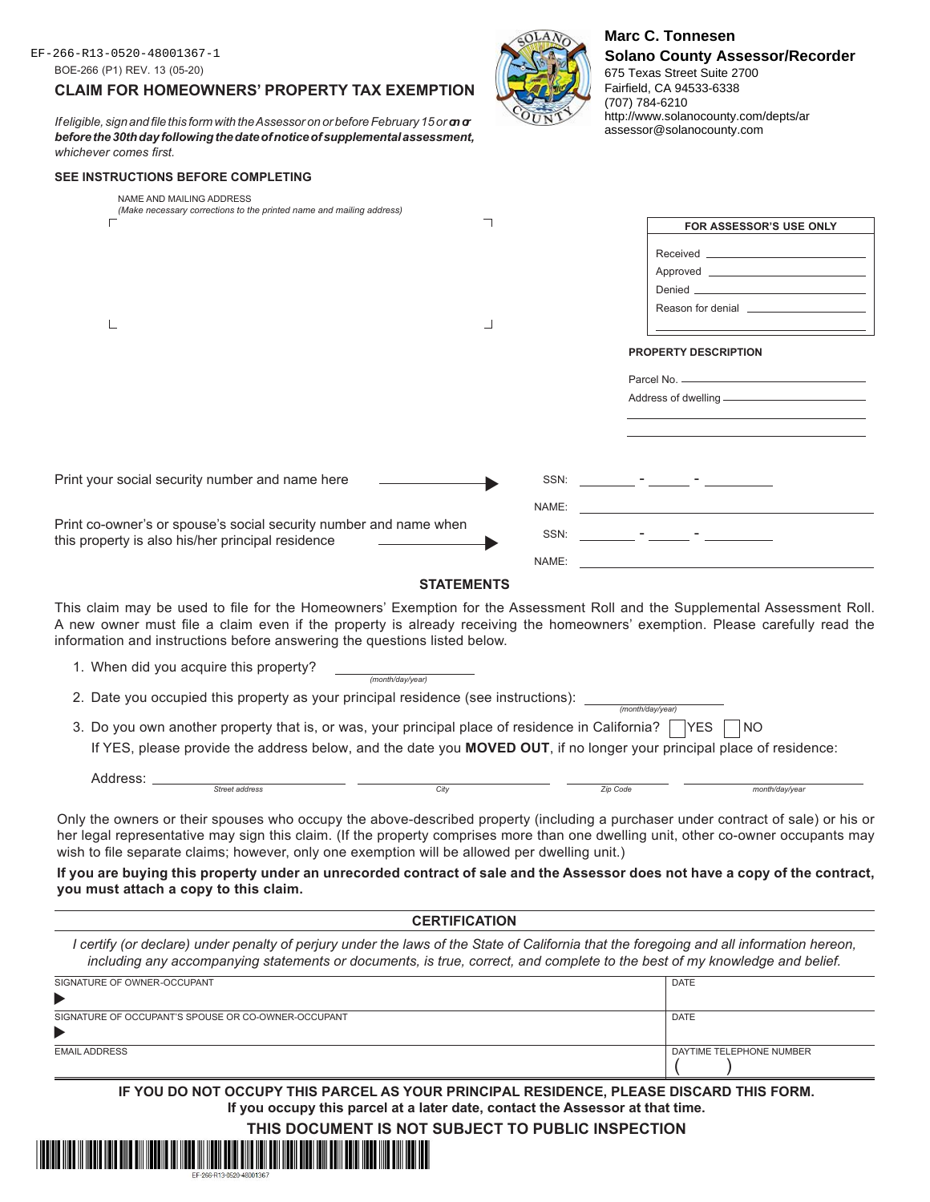EF-266-R13-0520-48001367-1

BOE-266 (P1) REV. 13 (05-20)

# CLAIM FOR HOMEOWNERS' PROPERTY TAX EXEMPTION

**Marc C. Tonnesen**
**Solano County Assessor/Recorder**
675 Texas Street Suite 2700
Fairfield, CA 94533-6338
(707) 784-6210
http://www.solanocounty.com/depts/ar
assessor@solanocounty.com

*If eligible, sign and file this form with the Assessor on or before February 15 or **on or before the 30th day following the date of notice of supplemental assessment,** whichever comes first.*

**SEE INSTRUCTIONS BEFORE COMPLETING**

NAME AND MAILING ADDRESS
*(Make necessary corrections to the printed name and mailing address)*

| FOR ASSESSOR'S USE ONLY |
|---|
| Received ____________ |
| Approved ____________ |
| Denied ____________ |
| Reason for denial ____________ |

**PROPERTY DESCRIPTION**

Parcel No. ____________

Address of dwelling ____________

Print your social security number and name here → SSN: ______ - ______ - ______

NAME: ____________

Print co-owner's or spouse's social security number and name when this property is also his/her principal residence → SSN: ______ - ______ - ______

NAME: ____________

## STATEMENTS

This claim may be used to file for the Homeowners' Exemption for the Assessment Roll and the Supplemental Assessment Roll. A new owner must file a claim even if the property is already receiving the homeowners' exemption. Please carefully read the information and instructions before answering the questions listed below.

1. When did you acquire this property? ____________ *(month/day/year)*
2. Date you occupied this property as your principal residence (see instructions): ____________ *(month/day/year)*
3. Do you own another property that is, or was, your principal place of residence in California? ☐ YES ☐ NO
   If YES, please provide the address below, and the date you **MOVED OUT**, if no longer your principal place of residence:

   Address: ____________ *Street address* ____________ *City* ____________ *Zip Code* ____________ *month/day/year*

Only the owners or their spouses who occupy the above-described property (including a purchaser under contract of sale) or his or her legal representative may sign this claim. (If the property comprises more than one dwelling unit, other co-owner occupants may wish to file separate claims; however, only one exemption will be allowed per dwelling unit.)

**If you are buying this property under an unrecorded contract of sale and the Assessor does not have a copy of the contract, you must attach a copy to this claim.**

## CERTIFICATION

*I certify (or declare) under penalty of perjury under the laws of the State of California that the foregoing and all information hereon, including any accompanying statements or documents, is true, correct, and complete to the best of my knowledge and belief.*

| SIGNATURE OF OWNER-OCCUPANT | DATE |
|---|---|
| ▶ | |
| SIGNATURE OF OCCUPANT'S SPOUSE OR CO-OWNER-OCCUPANT | DATE |
| ▶ | |
| EMAIL ADDRESS | DAYTIME TELEPHONE NUMBER |
| | ( ) |

**IF YOU DO NOT OCCUPY THIS PARCEL AS YOUR PRINCIPAL RESIDENCE, PLEASE DISCARD THIS FORM.**
**If you occupy this parcel at a later date, contact the Assessor at that time.**

**THIS DOCUMENT IS NOT SUBJECT TO PUBLIC INSPECTION**

EF-266-R13-0520-48001367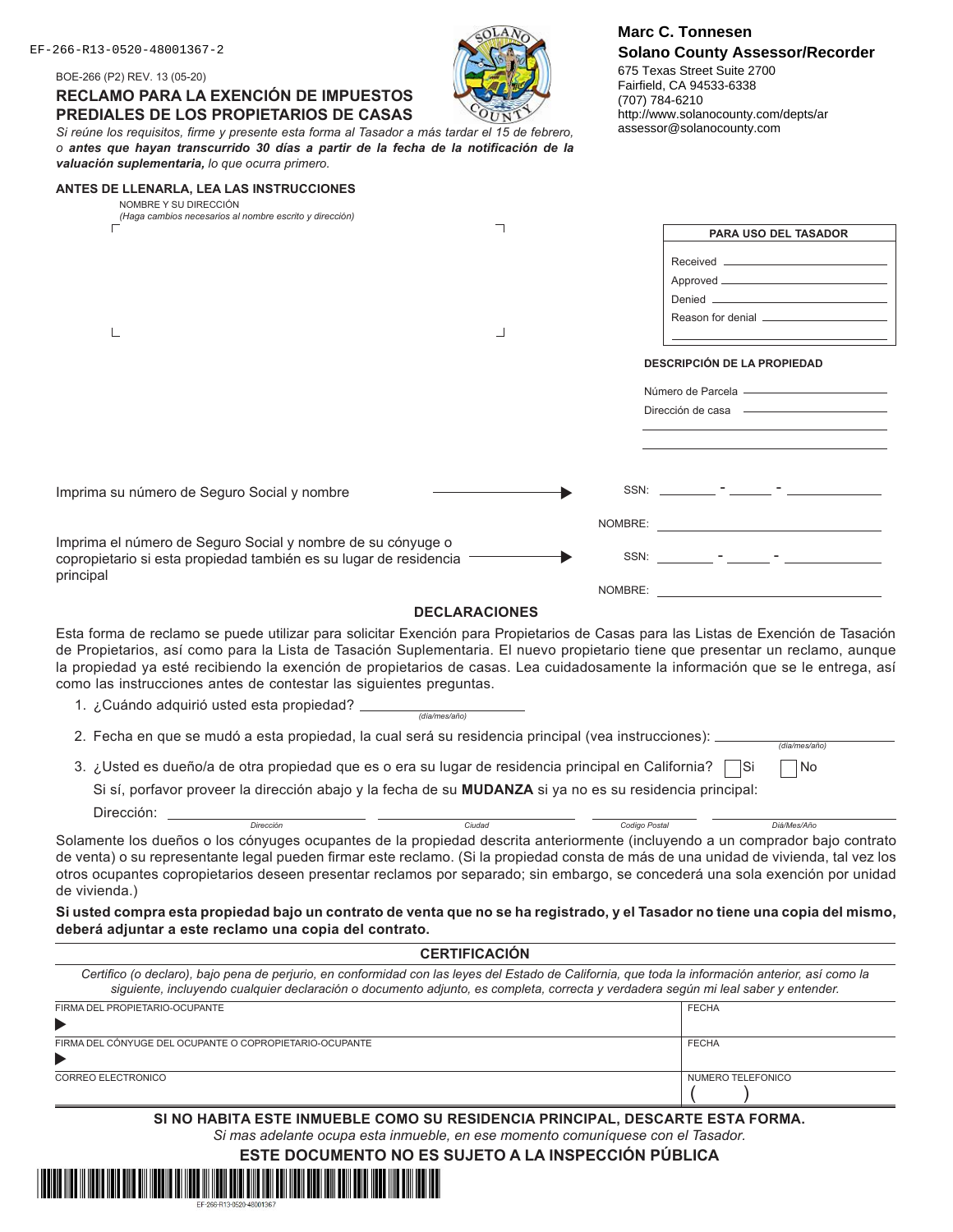EF-266-R13-0520-48001367-2

BOE-266 (P2) REV. 13 (05-20)

# RECLAMO PARA LA EXENCIÓN DE IMPUESTOS PREDIALES DE LOS PROPIETARIOS DE CASAS

*Si reúne los requisitos, firme y presente esta forma al Tasador a más tardar el 15 de febrero, o* ***antes que hayan transcurrido 30 días a partir de la fecha de la notificación de la valuación suplementaria,*** *lo que ocurra primero.*

**Marc C. Tonnesen**
**Solano County Assessor/Recorder**
675 Texas Street Suite 2700
Fairfield, CA 94533-6338
(707) 784-6210
http://www.solanocounty.com/depts/ar
assessor@solanocounty.com

**ANTES DE LLENARLA, LEA LAS INSTRUCCIONES**

NOMBRE Y SU DIRECCIÓN
*(Haga cambios necesarios al nombre escrito y dirección)*

| PARA USO DEL TASADOR |
|---|
| Received ______ |
| Approved ______ |
| Denied ______ |
| Reason for denial ______ |

**DESCRIPCIÓN DE LA PROPIEDAD**

Número de Parcela ______

Dirección de casa ______

Imprima su número de Seguro Social y nombre → SSN: ____ - ____ - ____
NOMBRE: ______

Imprima el número de Seguro Social y nombre de su cónyuge o copropietario si esta propiedad también es su lugar de residencia principal → SSN: ____ - ____ - ____
NOMBRE: ______

## DECLARACIONES

Esta forma de reclamo se puede utilizar para solicitar Exención para Propietarios de Casas para las Listas de Exención de Tasación de Propietarios, así como para la Lista de Tasación Suplementaria. El nuevo propietario tiene que presentar un reclamo, aunque la propiedad ya esté recibiendo la exención de propietarios de casas. Lea cuidadosamente la información que se le entrega, así como las instrucciones antes de contestar las siguientes preguntas.

1. ¿Cuándo adquirió usted esta propiedad? ______ *(día/mes/año)*
2. Fecha en que se mudó a esta propiedad, la cual será su residencia principal (vea instrucciones): ______ *(día/mes/año)*
3. ¿Usted es dueño/a de otra propiedad que es o era su lugar de residencia principal en California? ☐ Si ☐ No

   Si sí, porfavor proveer la dirección abajo y la fecha de su **MUDANZA** si ya no es su residencia principal:

   Dirección: ______ *Dirección* ______ *Ciudad* ______ *Codigo Postal* ______ *Diá/Mes/Año*

Solamente los dueños o los cónyuges ocupantes de la propiedad descrita anteriormente (incluyendo a un comprador bajo contrato de venta) o su representante legal pueden firmar este reclamo. (Si la propiedad consta de más de una unidad de vivienda, tal vez los otros ocupantes copropietarios deseen presentar reclamos por separado; sin embargo, se concederá una sola exención por unidad de vivienda.)

**Si usted compra esta propiedad bajo un contrato de venta que no se ha registrado, y el Tasador no tiene una copia del mismo, deberá adjuntar a este reclamo una copia del contrato.**

## CERTIFICACIÓN

*Certifico (o declaro), bajo pena de perjurio, en conformidad con las leyes del Estado de California, que toda la información anterior, así como la siguiente, incluyendo cualquier declaración o documento adjunto, es completa, correcta y verdadera según mi leal saber y entender.*

| FIRMA DEL PROPIETARIO-OCUPANTE | FECHA |
|---|---|
| ▶ | |
| **FIRMA DEL CÓNYUGE DEL OCUPANTE O COPROPIETARIO-OCUPANTE** | **FECHA** |
| ▶ | |
| **CORREO ELECTRONICO** | **NUMERO TELEFONICO** |
| | ( ) |

**SI NO HABITA ESTE INMUEBLE COMO SU RESIDENCIA PRINCIPAL, DESCARTE ESTA FORMA.**

*Si mas adelante ocupa esta inmueble, en ese momento comuníquese con el Tasador.*

**ESTE DOCUMENTO NO ES SUJETO A LA INSPECCIÓN PÚBLICA**

EF-266-R13-0520-48001367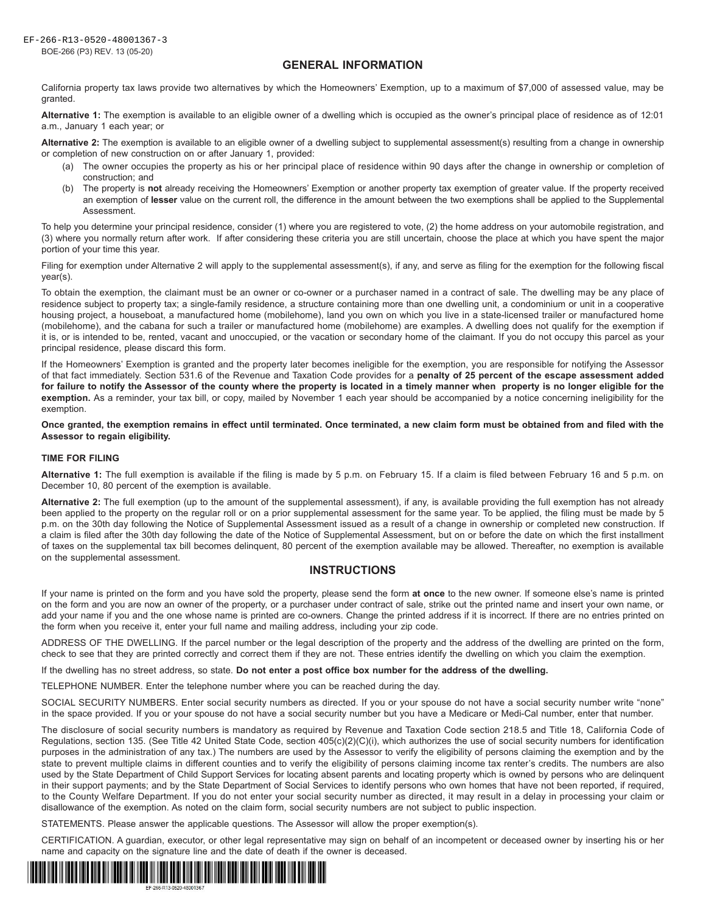## GENERAL INFORMATION

California property tax laws provide two alternatives by which the Homeowners' Exemption, up to a maximum of $7,000 of assessed value, may be granted.

**Alternative 1:** The exemption is available to an eligible owner of a dwelling which is occupied as the owner's principal place of residence as of 12:01 a.m., January 1 each year; or

**Alternative 2:** The exemption is available to an eligible owner of a dwelling subject to supplemental assessment(s) resulting from a change in ownership or completion of new construction on or after January 1, provided:

(a) The owner occupies the property as his or her principal place of residence within 90 days after the change in ownership or completion of construction; and

(b) The property is **not** already receiving the Homeowners' Exemption or another property tax exemption of greater value. If the property received an exemption of **lesser** value on the current roll, the difference in the amount between the two exemptions shall be applied to the Supplemental Assessment.

To help you determine your principal residence, consider (1) where you are registered to vote, (2) the home address on your automobile registration, and (3) where you normally return after work. If after considering these criteria you are still uncertain, choose the place at which you have spent the major portion of your time this year.

Filing for exemption under Alternative 2 will apply to the supplemental assessment(s), if any, and serve as filing for the exemption for the following fiscal year(s).

To obtain the exemption, the claimant must be an owner or co-owner or a purchaser named in a contract of sale. The dwelling may be any place of residence subject to property tax; a single-family residence, a structure containing more than one dwelling unit, a condominium or unit in a cooperative housing project, a houseboat, a manufactured home (mobilehome), land you own on which you live in a state-licensed trailer or manufactured home (mobilehome), and the cabana for such a trailer or manufactured home (mobilehome) are examples. A dwelling does not qualify for the exemption if it is, or is intended to be, rented, vacant and unoccupied, or the vacation or secondary home of the claimant. If you do not occupy this parcel as your principal residence, please discard this form.

If the Homeowners' Exemption is granted and the property later becomes ineligible for the exemption, you are responsible for notifying the Assessor of that fact immediately. Section 531.6 of the Revenue and Taxation Code provides for a **penalty of 25 percent of the escape assessment added for failure to notify the Assessor of the county where the property is located in a timely manner when property is no longer eligible for the exemption.** As a reminder, your tax bill, or copy, mailed by November 1 each year should be accompanied by a notice concerning ineligibility for the exemption.

**Once granted, the exemption remains in effect until terminated. Once terminated, a new claim form must be obtained from and filed with the Assessor to regain eligibility.**

### TIME FOR FILING

**Alternative 1:** The full exemption is available if the filing is made by 5 p.m. on February 15. If a claim is filed between February 16 and 5 p.m. on December 10, 80 percent of the exemption is available.

**Alternative 2:** The full exemption (up to the amount of the supplemental assessment), if any, is available providing the full exemption has not already been applied to the property on the regular roll or on a prior supplemental assessment for the same year. To be applied, the filing must be made by 5 p.m. on the 30th day following the Notice of Supplemental Assessment issued as a result of a change in ownership or completed new construction. If a claim is filed after the 30th day following the date of the Notice of Supplemental Assessment, but on or before the date on which the first installment of taxes on the supplemental tax bill becomes delinquent, 80 percent of the exemption available may be allowed. Thereafter, no exemption is available on the supplemental assessment.

## INSTRUCTIONS

If your name is printed on the form and you have sold the property, please send the form **at once** to the new owner. If someone else's name is printed on the form and you are now an owner of the property, or a purchaser under contract of sale, strike out the printed name and insert your own name, or add your name if you and the one whose name is printed are co-owners. Change the printed address if it is incorrect. If there are no entries printed on the form when you receive it, enter your full name and mailing address, including your zip code.

ADDRESS OF THE DWELLING. If the parcel number or the legal description of the property and the address of the dwelling are printed on the form, check to see that they are printed correctly and correct them if they are not. These entries identify the dwelling on which you claim the exemption.

If the dwelling has no street address, so state. **Do not enter a post office box number for the address of the dwelling.**

TELEPHONE NUMBER. Enter the telephone number where you can be reached during the day.

SOCIAL SECURITY NUMBERS. Enter social security numbers as directed. If you or your spouse do not have a social security number write "none" in the space provided. If you or your spouse do not have a social security number but you have a Medicare or Medi-Cal number, enter that number.

The disclosure of social security numbers is mandatory as required by Revenue and Taxation Code section 218.5 and Title 18, California Code of Regulations, section 135. (See Title 42 United State Code, section 405(c)(2)(C)(i), which authorizes the use of social security numbers for identification purposes in the administration of any tax.) The numbers are used by the Assessor to verify the eligibility of persons claiming the exemption and by the state to prevent multiple claims in different counties and to verify the eligibility of persons claiming income tax renter's credits. The numbers are also used by the State Department of Child Support Services for locating absent parents and locating property which is owned by persons who are delinquent in their support payments; and by the State Department of Social Services to identify persons who own homes that have not been reported, if required, to the County Welfare Department. If you do not enter your social security number as directed, it may result in a delay in processing your claim or disallowance of the exemption. As noted on the claim form, social security numbers are not subject to public inspection.

STATEMENTS. Please answer the applicable questions. The Assessor will allow the proper exemption(s).

CERTIFICATION. A guardian, executor, or other legal representative may sign on behalf of an incompetent or deceased owner by inserting his or her name and capacity on the signature line and the date of death if the owner is deceased.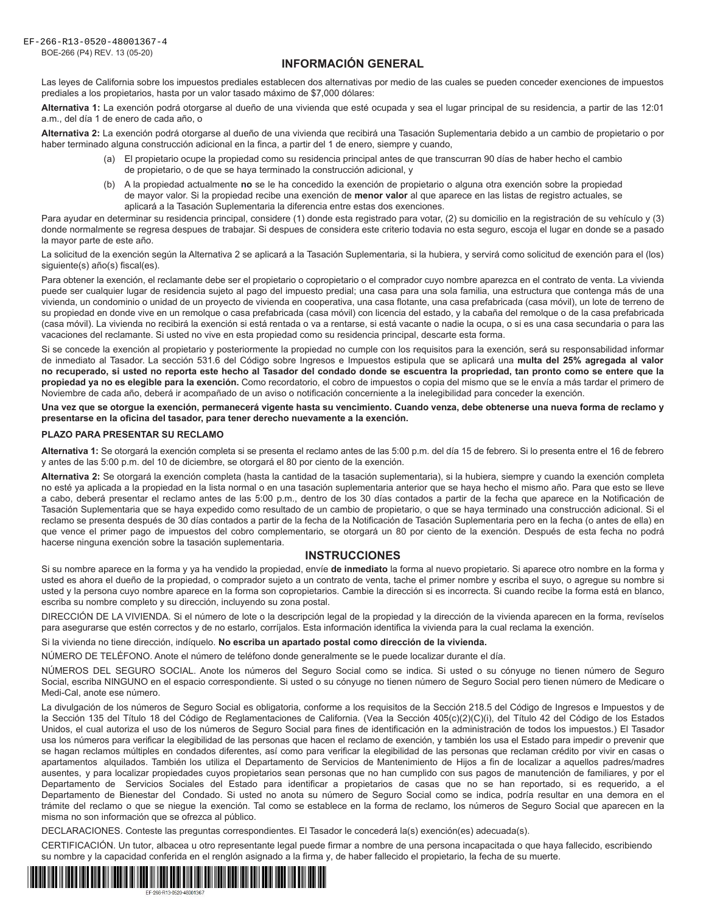EF-266-R13-0520-48001367-4
BOE-266 (P4) REV. 13 (05-20)

## INFORMACIÓN GENERAL

Las leyes de California sobre los impuestos prediales establecen dos alternativas por medio de las cuales se pueden conceder exenciones de impuestos prediales a los propietarios, hasta por un valor tasado máximo de $7,000 dólares:

**Alternativa 1:** La exención podrá otorgarse al dueño de una vivienda que esté ocupada y sea el lugar principal de su residencia, a partir de las 12:01 a.m., del día 1 de enero de cada año, o

**Alternativa 2:** La exención podrá otorgarse al dueño de una vivienda que recibirá una Tasación Suplementaria debido a un cambio de propietario o por haber terminado alguna construcción adicional en la finca, a partir del 1 de enero, siempre y cuando,

(a) El propietario ocupe la propiedad como su residencia principal antes de que transcurran 90 días de haber hecho el cambio de propietario, o de que se haya terminado la construcción adicional, y

(b) A la propiedad actualmente **no** se le ha concedido la exención de propietario o alguna otra exención sobre la propiedad de mayor valor. Si la propiedad recibe una exención de **menor valor** al que aparece en las listas de registro actuales, se aplicará a la Tasación Suplementaria la diferencia entre estas dos exenciones.

Para ayudar en determinar su residencia principal, considere (1) donde esta registrado para votar, (2) su domicilio en la registración de su vehículo y (3) donde normalmente se regresa despues de trabajar. Si despues de considera este criterio todavia no esta seguro, escoja el lugar en donde se a pasado la mayor parte de este año.

La solicitud de la exención según la Alternativa 2 se aplicará a la Tasación Suplementaria, si la hubiera, y servirá como solicitud de exención para el (los) siguiente(s) año(s) fiscal(es).

Para obtener la exención, el reclamante debe ser el propietario o copropietario o el comprador cuyo nombre aparezca en el contrato de venta. La vivienda puede ser cualquier lugar de residencia sujeto al pago del impuesto predial; una casa para una sola familia, una estructura que contenga más de una vivienda, un condominio o unidad de un proyecto de vivienda en cooperativa, una casa flotante, una casa prefabricada (casa móvil), un lote de terreno de su propiedad en donde vive en un remolque o casa prefabricada (casa móvil) con licencia del estado, y la cabaña del remolque o de la casa prefabricada (casa móvil). La vivienda no recibirá la exención si está rentada o va a rentarse, si está vacante o nadie la ocupa, o si es una casa secundaria o para las vacaciones del reclamante. Si usted no vive en esta propiedad como su residencia principal, descarte esta forma.

Si se concede la exención al propietario y posteriormente la propiedad no cumple con los requisitos para la exención, será su responsabilidad informar de inmediato al Tasador. La sección 531.6 del Código sobre Ingresos e Impuestos estipula que se aplicará una **multa del 25% agregada al valor no recuperado, si usted no reporta este hecho al Tasador del condado donde se escuentra la propiedad, tan pronto como se entere que la propiedad ya no es eligible para la exención.** Como recordatorio, el cobro de impuestos o copia del mismo que se le envía a más tardar el primero de Noviembre de cada año, deberá ir acompañado de un aviso o notificación concerniente a la inelegibilidad para conceder la exención.

**Una vez que se otorgue la exención, permanecerá vigente hasta su vencimiento. Cuando venza, debe obtenerse una nueva forma de reclamo y presentarse en la oficina del tasador, para tener derecho nuevamente a la exención.**

### PLAZO PARA PRESENTAR SU RECLAMO

**Alternativa 1:** Se otorgará la exención completa si se presenta el reclamo antes de las 5:00 p.m. del día 15 de febrero. Si lo presenta entre el 16 de febrero y antes de las 5:00 p.m. del 10 de diciembre, se otorgará el 80 por ciento de la exención.

**Alternativa 2:** Se otorgará la exención completa (hasta la cantidad de la tasación suplementaria), si la hubiera, siempre y cuando la exención completa no esté ya aplicada a la propiedad en la lista normal o en una tasación suplementaria anterior que se haya hecho el mismo año. Para que esto se lleve a cabo, deberá presentar el reclamo antes de las 5:00 p.m., dentro de los 30 días contados a partir de la fecha que aparece en la Notificación de Tasación Suplementaria que se haya expedido como resultado de un cambio de propietario, o que se haya terminado una construcción adicional. Si el reclamo se presenta después de 30 días contados a partir de la fecha de la Notificación de Tasación Suplementaria pero en la fecha (o antes de ella) en que vence el primer pago de impuestos del cobro complementario, se otorgará un 80 por ciento de la exención. Después de esta fecha no podrá hacerse ninguna exención sobre la tasación suplementaria.

## INSTRUCCIONES

Si su nombre aparece en la forma y ya ha vendido la propiedad, envíe **de inmediato** la forma al nuevo propietario. Si aparece otro nombre en la forma y usted es ahora el dueño de la propiedad, o comprador sujeto a un contrato de venta, tache el primer nombre y escriba el suyo, o agregue su nombre si usted y la persona cuyo nombre aparece en la forma son copropietarios. Cambie la dirección si es incorrecta. Si cuando recibe la forma está en blanco, escriba su nombre completo y su dirección, incluyendo su zona postal.

DIRECCIÓN DE LA VIVIENDA. Si el número de lote o la descripción legal de la propiedad y la dirección de la vivienda aparecen en la forma, revíselos para asegurarse que estén correctos y de no estarlo, corríjalos. Esta información identifica la vivienda para la cual reclama la exención.

Si la vivienda no tiene dirección, indíquelo. **No escriba un apartado postal como dirección de la vivienda.**

NÚMERO DE TELÉFONO. Anote el número de teléfono donde generalmente se le puede localizar durante el día.

NÚMEROS DEL SEGURO SOCIAL. Anote los números del Seguro Social como se indica. Si usted o su cónyuge no tienen número de Seguro Social, escriba NINGUNO en el espacio correspondiente. Si usted o su cónyuge no tienen número de Seguro Social pero tienen número de Medicare o Medi-Cal, anote ese número.

La divulgación de los números de Seguro Social es obligatoria, conforme a los requisitos de la Sección 218.5 del Código de Ingresos e Impuestos y de la Sección 135 del Título 18 del Código de Reglamentaciones de California. (Vea la Sección 405(c)(2)(C)(i), del Título 42 del Código de los Estados Unidos, el cual autoriza el uso de los números de Seguro Social para fines de identificación en la administración de todos los impuestos.) El Tasador usa los números para verificar la elegibilidad de las personas que hacen el reclamo de exención, y también los usa el Estado para impedir o prevenir que se hagan reclamos múltiples en condados diferentes, así como para verificar la elegibilidad de las personas que reclaman crédito por vivir en casas o apartamentos alquilados. También los utiliza el Departamento de Servicios de Mantenimiento de Hijos a fin de localizar a aquellos padres/madres ausentes, y para localizar propiedades cuyos propietarios sean personas que no han cumplido con sus pagos de manutención de familiares, y por el Departamento de Servicios Sociales del Estado para identificar a propietarios de casas que no se han reportado, si es requerido, a el Departamento de Bienestar del Condado. Si usted no anota su número de Seguro Social como se indica, podría resultar en una demora en el trámite del reclamo o que se niegue la exención. Tal como se establece en la forma de reclamo, los números de Seguro Social que aparecen en la misma no son información que se ofrezca al público.

DECLARACIONES. Conteste las preguntas correspondientes. El Tasador le concederá la(s) exención(es) adecuada(s).

CERTIFICACIÓN. Un tutor, albacea u otro representante legal puede firmar a nombre de una persona incapacitada o que haya fallecido, escribiendo su nombre y la capacidad conferida en el renglón asignado a la firma y, de haber fallecido el propietario, la fecha de su muerte.

EF-266-R13-0520-48001367